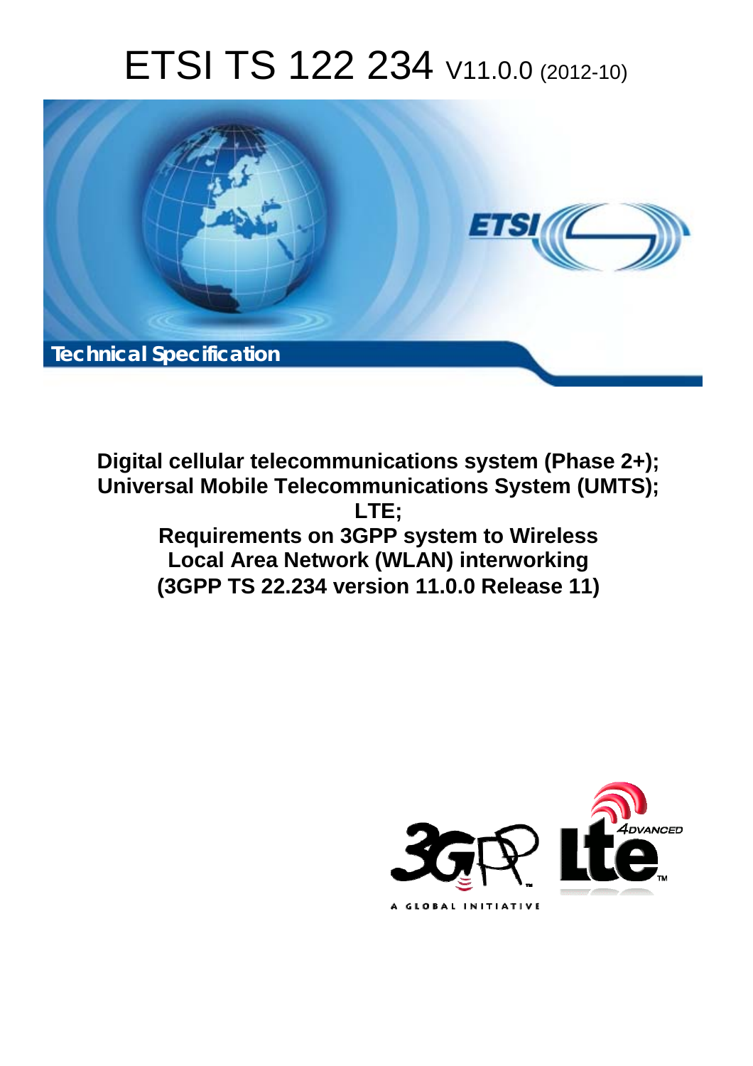# ETSI TS 122 234 V11.0.0 (2012-10)

**Technical Specification**

**Digital cellular telecommunications system (Phase 2+);**
**Universal Mobile Telecommunications System (UMTS);**
**LTE;**
**Requirements on 3GPP system to Wireless Local Area Network (WLAN) interworking**
**(3GPP TS 22.234 version 11.0.0 Release 11)**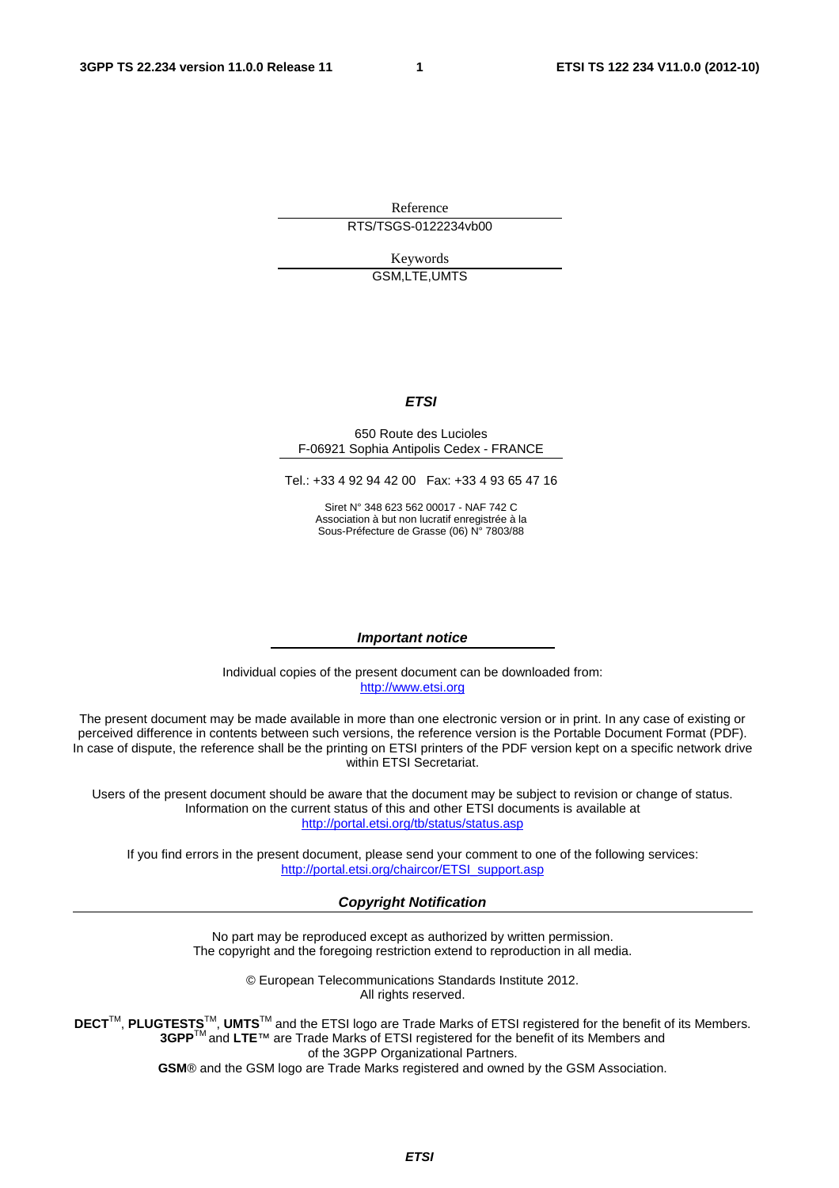Reference

RTS/TSGS-0122234vb00

Keywords

GSM,LTE,UMTS

***ETSI***

650 Route des Lucioles
F-06921 Sophia Antipolis Cedex - FRANCE

Tel.: +33 4 92 94 42 00 Fax: +33 4 93 65 47 16

Siret N° 348 623 562 00017 - NAF 742 C
Association à but non lucratif enregistrée à la
Sous-Préfecture de Grasse (06) N° 7803/88

***Important notice***

Individual copies of the present document can be downloaded from:
http://www.etsi.org

The present document may be made available in more than one electronic version or in print. In any case of existing or perceived difference in contents between such versions, the reference version is the Portable Document Format (PDF). In case of dispute, the reference shall be the printing on ETSI printers of the PDF version kept on a specific network drive within ETSI Secretariat.

Users of the present document should be aware that the document may be subject to revision or change of status. Information on the current status of this and other ETSI documents is available at
http://portal.etsi.org/tb/status/status.asp

If you find errors in the present document, please send your comment to one of the following services:
http://portal.etsi.org/chaircor/ETSI_support.asp

***Copyright Notification***

No part may be reproduced except as authorized by written permission.
The copyright and the foregoing restriction extend to reproduction in all media.

© European Telecommunications Standards Institute 2012.
All rights reserved.

**DECT**™, **PLUGTESTS**™, **UMTS**™ and the ETSI logo are Trade Marks of ETSI registered for the benefit of its Members.
**3GPP**™ and **LTE**™ are Trade Marks of ETSI registered for the benefit of its Members and of the 3GPP Organizational Partners.
**GSM**® and the GSM logo are Trade Marks registered and owned by the GSM Association.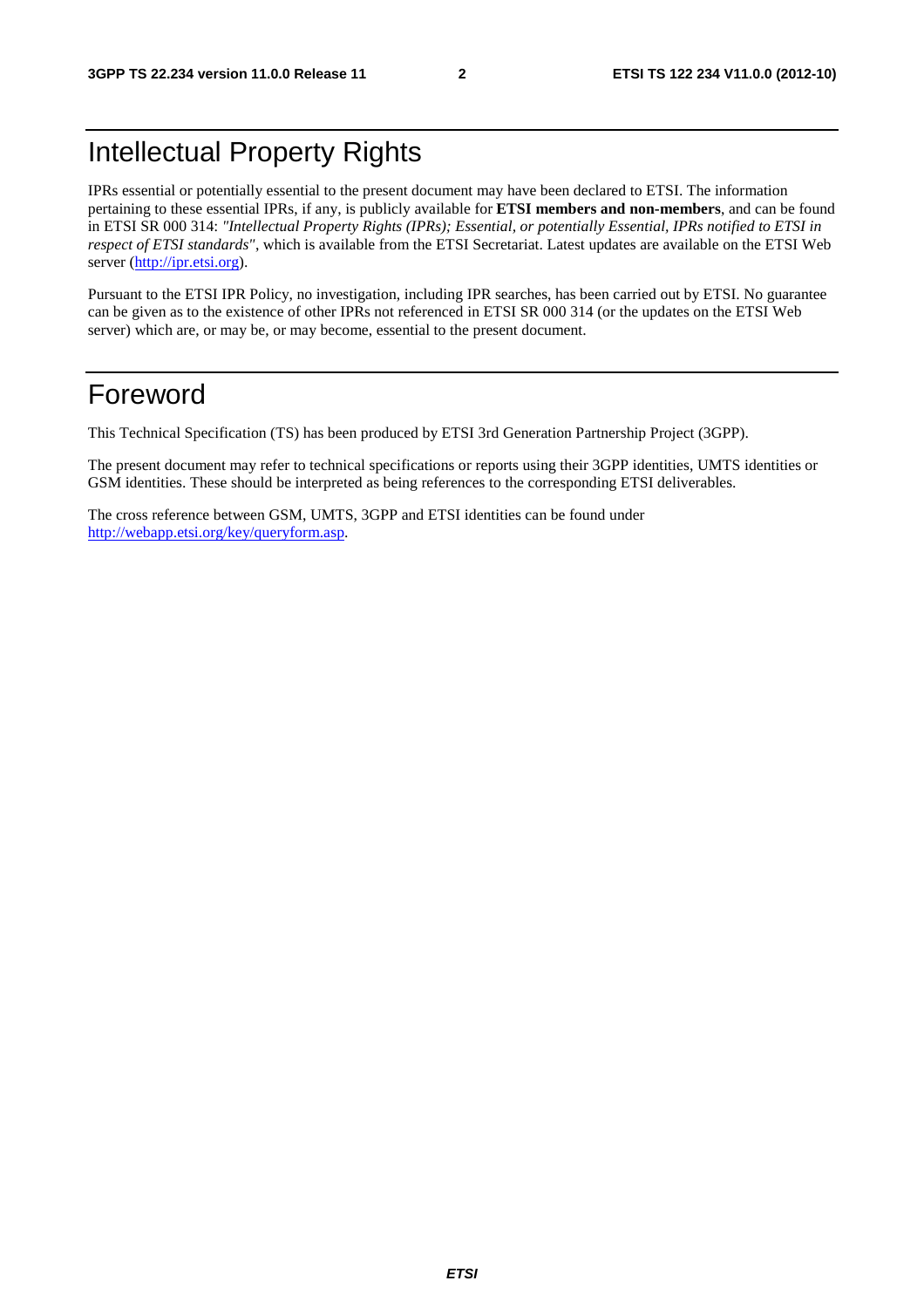# Intellectual Property Rights

IPRs essential or potentially essential to the present document may have been declared to ETSI. The information pertaining to these essential IPRs, if any, is publicly available for **ETSI members and non-members**, and can be found in ETSI SR 000 314: *"Intellectual Property Rights (IPRs); Essential, or potentially Essential, IPRs notified to ETSI in respect of ETSI standards"*, which is available from the ETSI Secretariat. Latest updates are available on the ETSI Web server (http://ipr.etsi.org).

Pursuant to the ETSI IPR Policy, no investigation, including IPR searches, has been carried out by ETSI. No guarantee can be given as to the existence of other IPRs not referenced in ETSI SR 000 314 (or the updates on the ETSI Web server) which are, or may be, or may become, essential to the present document.

# Foreword

This Technical Specification (TS) has been produced by ETSI 3rd Generation Partnership Project (3GPP).

The present document may refer to technical specifications or reports using their 3GPP identities, UMTS identities or GSM identities. These should be interpreted as being references to the corresponding ETSI deliverables.

The cross reference between GSM, UMTS, 3GPP and ETSI identities can be found under http://webapp.etsi.org/key/queryform.asp.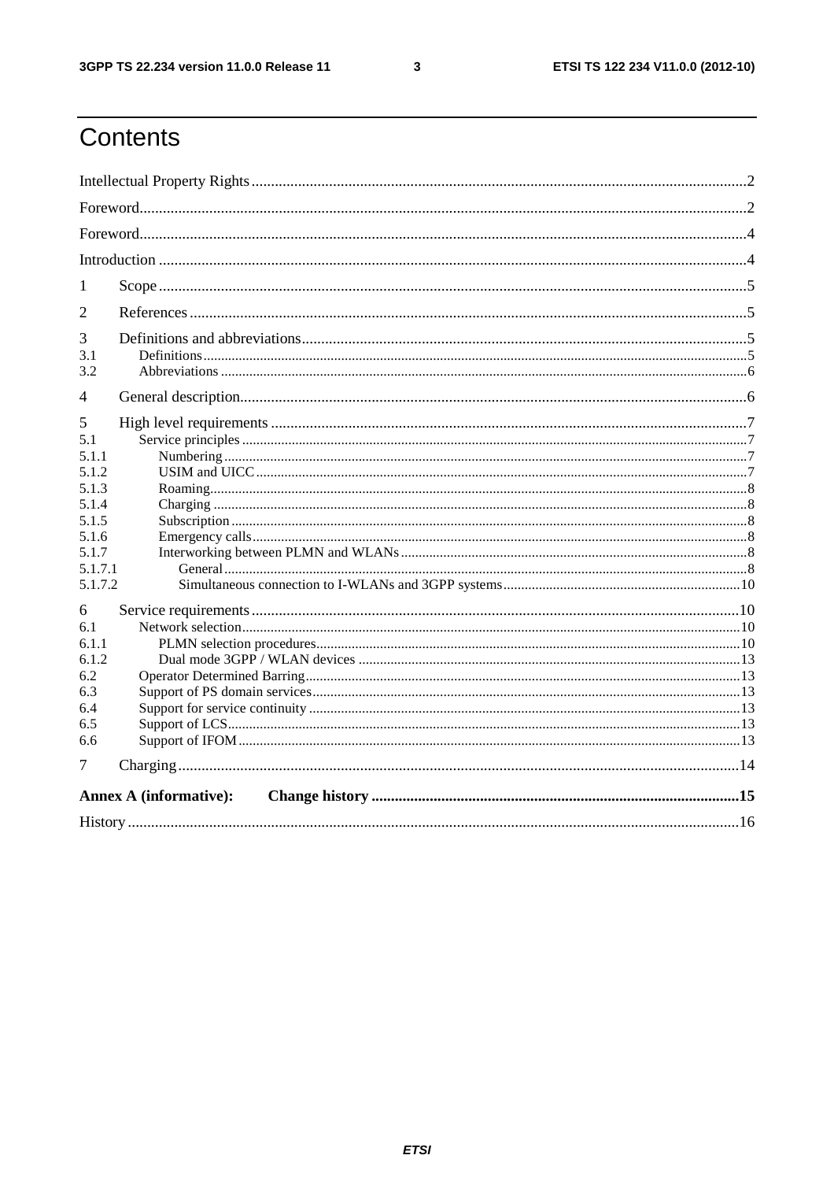# Contents

Intellectual Property Rights .......... 2

Foreword .......... 2

Foreword .......... 4

Introduction .......... 4

1 Scope .......... 5

2 References .......... 5

3 Definitions and abbreviations .......... 5

3.1 Definitions .......... 5

3.2 Abbreviations .......... 6

4 General description .......... 6

5 High level requirements .......... 7

5.1 Service principles .......... 7

5.1.1 Numbering .......... 7

5.1.2 USIM and UICC .......... 7

5.1.3 Roaming .......... 8

5.1.4 Charging .......... 8

5.1.5 Subscription .......... 8

5.1.6 Emergency calls .......... 8

5.1.7 Interworking between PLMN and WLANs .......... 8

5.1.7.1 General .......... 8

5.1.7.2 Simultaneous connection to I-WLANs and 3GPP systems .......... 10

6 Service requirements .......... 10

6.1 Network selection .......... 10

6.1.1 PLMN selection procedures .......... 10

6.1.2 Dual mode 3GPP / WLAN devices .......... 13

6.2 Operator Determined Barring .......... 13

6.3 Support of PS domain services .......... 13

6.4 Support for service continuity .......... 13

6.5 Support of LCS .......... 13

6.6 Support of IFOM .......... 13

7 Charging .......... 14

**Annex A (informative): Change history .......... 15**

History .......... 16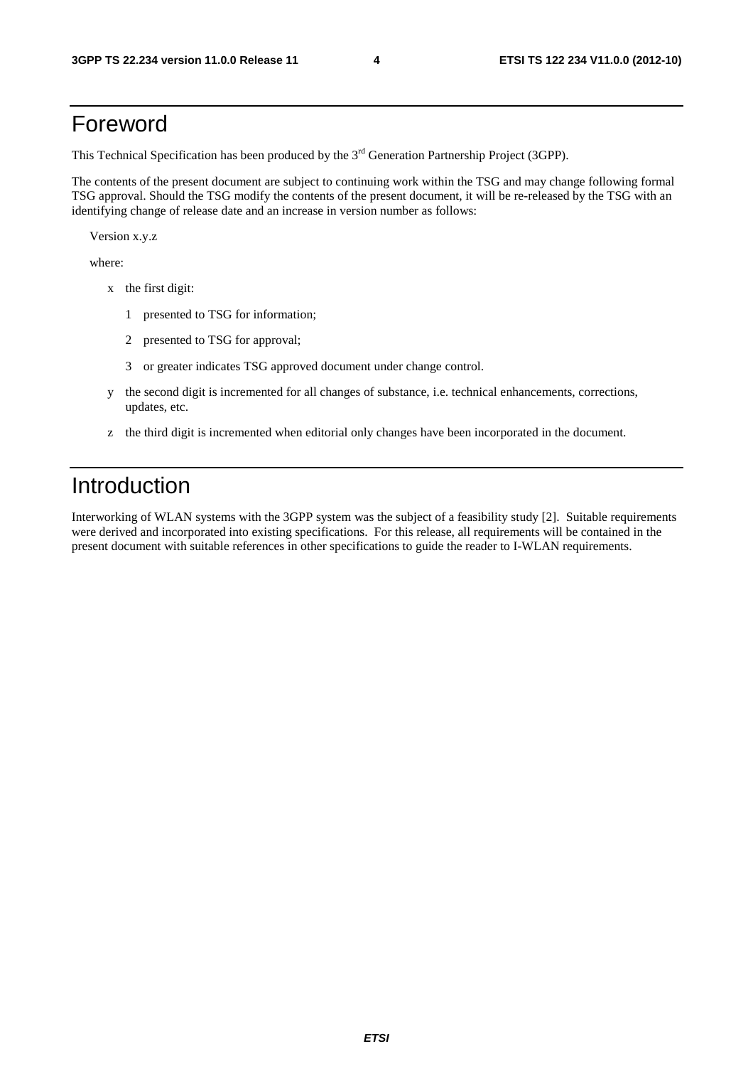# Foreword

This Technical Specification has been produced by the 3rd Generation Partnership Project (3GPP).

The contents of the present document are subject to continuing work within the TSG and may change following formal TSG approval. Should the TSG modify the contents of the present document, it will be re-released by the TSG with an identifying change of release date and an increase in version number as follows:

Version x.y.z

where:

- x the first digit:
  - 1 presented to TSG for information;
  - 2 presented to TSG for approval;
  - 3 or greater indicates TSG approved document under change control.
- y the second digit is incremented for all changes of substance, i.e. technical enhancements, corrections, updates, etc.
- z the third digit is incremented when editorial only changes have been incorporated in the document.

# Introduction

Interworking of WLAN systems with the 3GPP system was the subject of a feasibility study [2]. Suitable requirements were derived and incorporated into existing specifications. For this release, all requirements will be contained in the present document with suitable references in other specifications to guide the reader to I-WLAN requirements.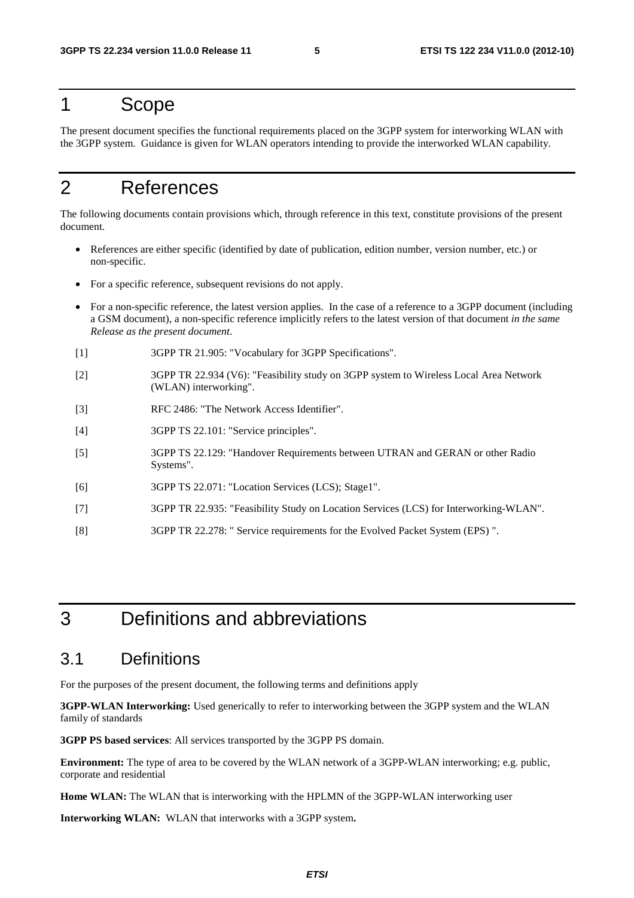# 1 Scope

The present document specifies the functional requirements placed on the 3GPP system for interworking WLAN with the 3GPP system. Guidance is given for WLAN operators intending to provide the interworked WLAN capability.

# 2 References

The following documents contain provisions which, through reference in this text, constitute provisions of the present document.

- References are either specific (identified by date of publication, edition number, version number, etc.) or non-specific.
- For a specific reference, subsequent revisions do not apply.
- For a non-specific reference, the latest version applies. In the case of a reference to a 3GPP document (including a GSM document), a non-specific reference implicitly refers to the latest version of that document *in the same Release as the present document*.

[1] 3GPP TR 21.905: "Vocabulary for 3GPP Specifications".

[2] 3GPP TR 22.934 (V6): "Feasibility study on 3GPP system to Wireless Local Area Network (WLAN) interworking".

[3] RFC 2486: "The Network Access Identifier".

[4] 3GPP TS 22.101: "Service principles".

[5] 3GPP TS 22.129: "Handover Requirements between UTRAN and GERAN or other Radio Systems".

[6] 3GPP TS 22.071: "Location Services (LCS); Stage1".

[7] 3GPP TR 22.935: "Feasibility Study on Location Services (LCS) for Interworking-WLAN".

[8] 3GPP TR 22.278: " Service requirements for the Evolved Packet System (EPS) ".

# 3 Definitions and abbreviations

## 3.1 Definitions

For the purposes of the present document, the following terms and definitions apply

**3GPP-WLAN Interworking:** Used generically to refer to interworking between the 3GPP system and the WLAN family of standards

**3GPP PS based services**: All services transported by the 3GPP PS domain.

**Environment:** The type of area to be covered by the WLAN network of a 3GPP-WLAN interworking; e.g. public, corporate and residential

**Home WLAN:** The WLAN that is interworking with the HPLMN of the 3GPP-WLAN interworking user

**Interworking WLAN:** WLAN that interworks with a 3GPP system**.**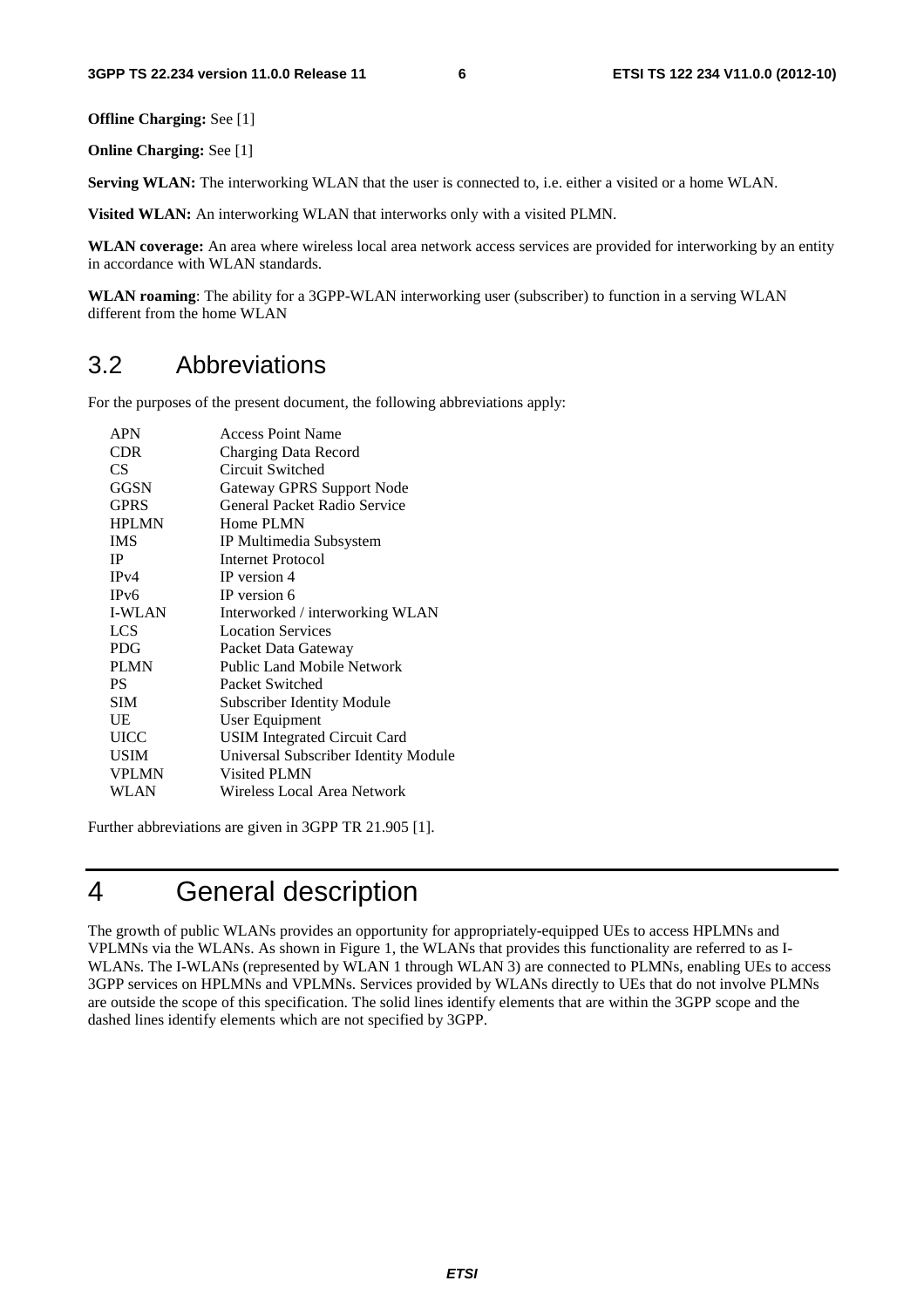**Offline Charging:** See [1]

**Online Charging:** See [1]

**Serving WLAN:** The interworking WLAN that the user is connected to, i.e. either a visited or a home WLAN.

**Visited WLAN:** An interworking WLAN that interworks only with a visited PLMN.

**WLAN coverage:** An area where wireless local area network access services are provided for interworking by an entity in accordance with WLAN standards.

**WLAN roaming**: The ability for a 3GPP-WLAN interworking user (subscriber) to function in a serving WLAN different from the home WLAN

## 3.2 Abbreviations

For the purposes of the present document, the following abbreviations apply:

| | |
|---|---|
| APN | Access Point Name |
| CDR | Charging Data Record |
| CS | Circuit Switched |
| GGSN | Gateway GPRS Support Node |
| GPRS | General Packet Radio Service |
| HPLMN | Home PLMN |
| IMS | IP Multimedia Subsystem |
| IP | Internet Protocol |
| IPv4 | IP version 4 |
| IPv6 | IP version 6 |
| I-WLAN | Interworked / interworking WLAN |
| LCS | Location Services |
| PDG | Packet Data Gateway |
| PLMN | Public Land Mobile Network |
| PS | Packet Switched |
| SIM | Subscriber Identity Module |
| UE | User Equipment |
| UICC | USIM Integrated Circuit Card |
| USIM | Universal Subscriber Identity Module |
| VPLMN | Visited PLMN |
| WLAN | Wireless Local Area Network |

Further abbreviations are given in 3GPP TR 21.905 [1].

# 4 General description

The growth of public WLANs provides an opportunity for appropriately-equipped UEs to access HPLMNs and VPLMNs via the WLANs. As shown in Figure 1, the WLANs that provides this functionality are referred to as I-WLANs. The I-WLANs (represented by WLAN 1 through WLAN 3) are connected to PLMNs, enabling UEs to access 3GPP services on HPLMNs and VPLMNs. Services provided by WLANs directly to UEs that do not involve PLMNs are outside the scope of this specification. The solid lines identify elements that are within the 3GPP scope and the dashed lines identify elements which are not specified by 3GPP.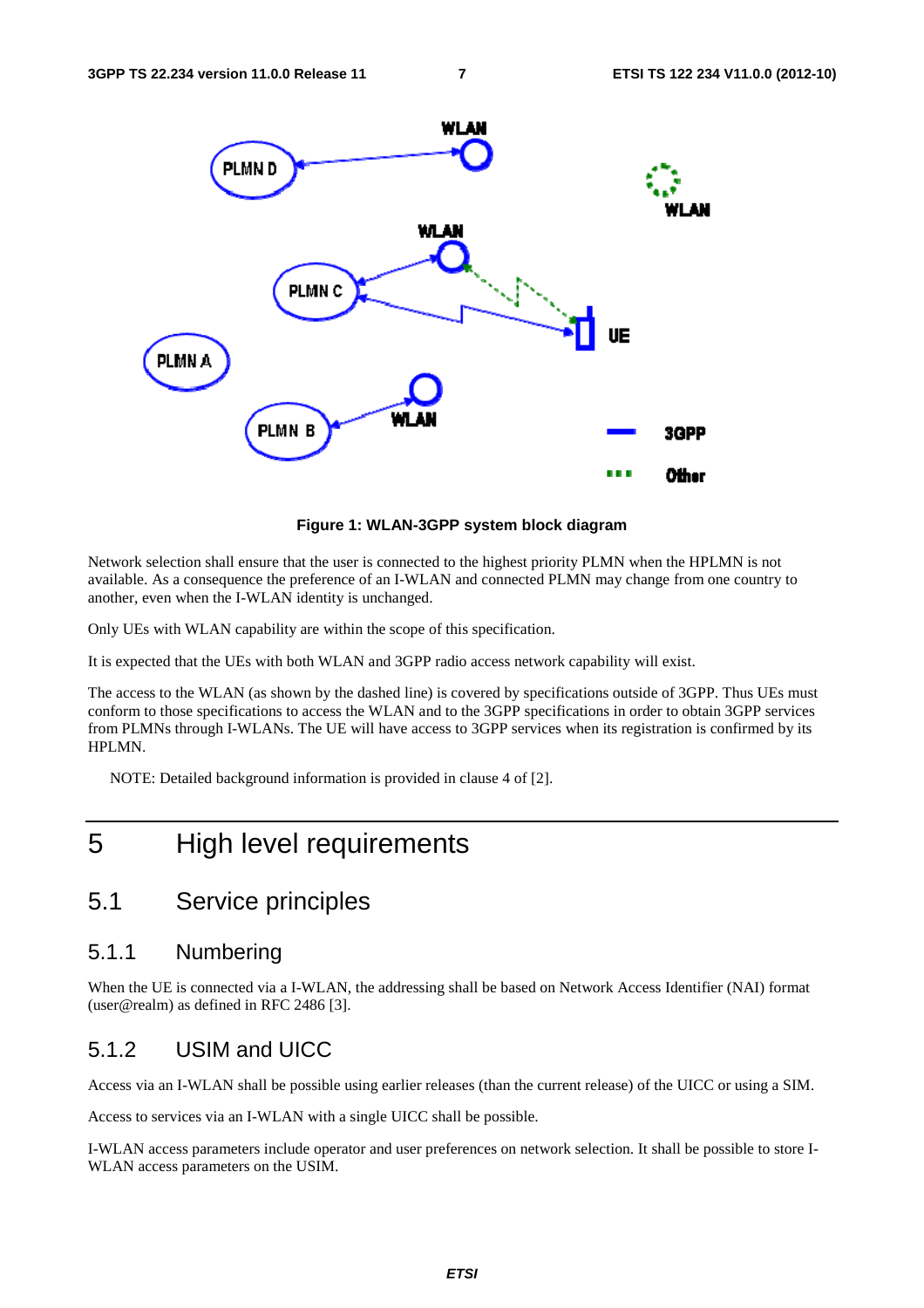Figure 1: WLAN-3GPP system block diagram

Network selection shall ensure that the user is connected to the highest priority PLMN when the HPLMN is not available. As a consequence the preference of an I-WLAN and connected PLMN may change from one country to another, even when the I-WLAN identity is unchanged.

Only UEs with WLAN capability are within the scope of this specification.

It is expected that the UEs with both WLAN and 3GPP radio access network capability will exist.

The access to the WLAN (as shown by the dashed line) is covered by specifications outside of 3GPP. Thus UEs must conform to those specifications to access the WLAN and to the 3GPP specifications in order to obtain 3GPP services from PLMNs through I-WLANs. The UE will have access to 3GPP services when its registration is confirmed by its HPLMN.

NOTE: Detailed background information is provided in clause 4 of [2].

# 5 High level requirements

## 5.1 Service principles

### 5.1.1 Numbering

When the UE is connected via a I-WLAN, the addressing shall be based on Network Access Identifier (NAI) format (user@realm) as defined in RFC 2486 [3].

### 5.1.2 USIM and UICC

Access via an I-WLAN shall be possible using earlier releases (than the current release) of the UICC or using a SIM.

Access to services via an I-WLAN with a single UICC shall be possible.

I-WLAN access parameters include operator and user preferences on network selection. It shall be possible to store I-WLAN access parameters on the USIM.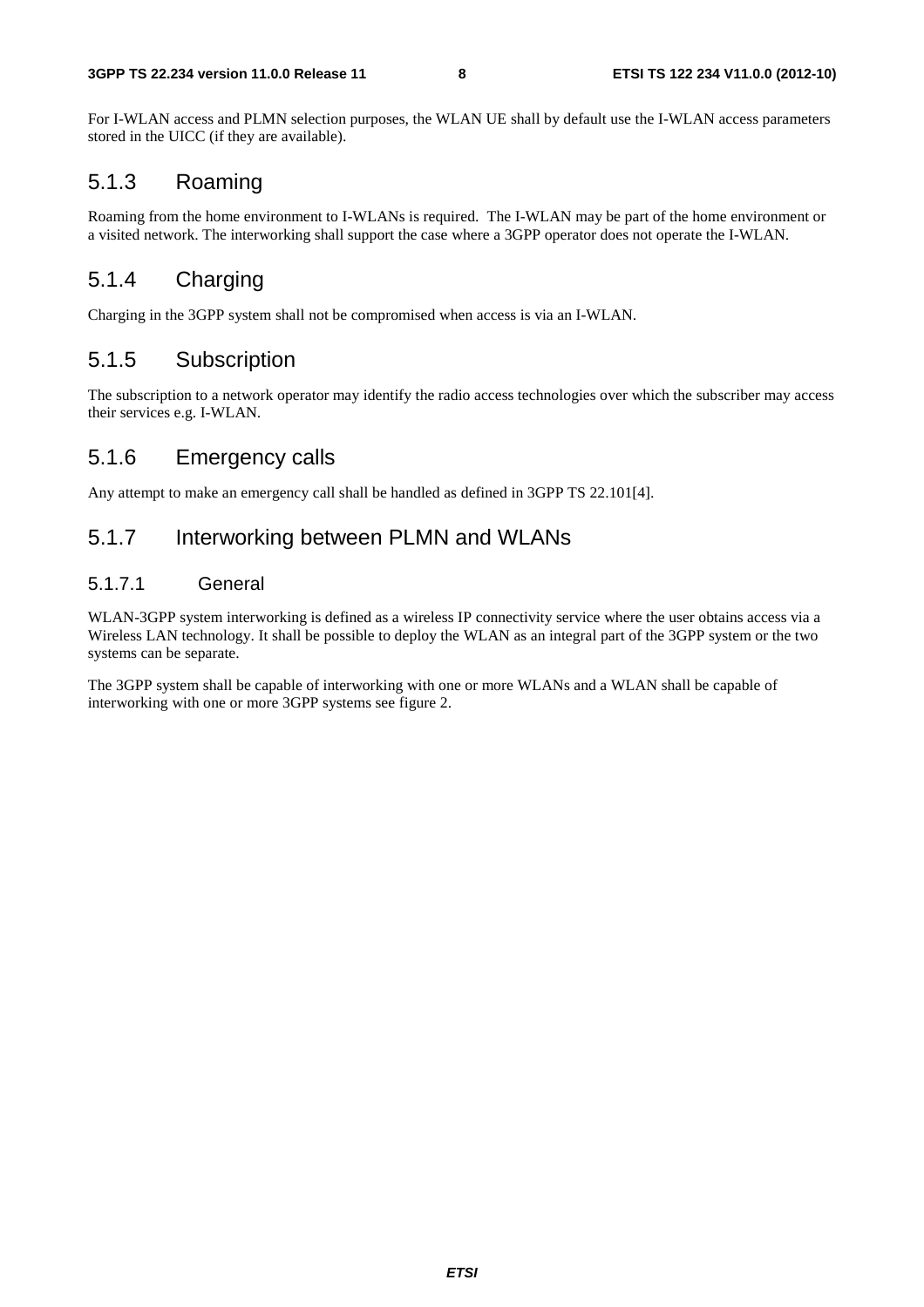For I-WLAN access and PLMN selection purposes, the WLAN UE shall by default use the I-WLAN access parameters stored in the UICC (if they are available).

### 5.1.3 Roaming

Roaming from the home environment to I-WLANs is required. The I-WLAN may be part of the home environment or a visited network. The interworking shall support the case where a 3GPP operator does not operate the I-WLAN.

### 5.1.4 Charging

Charging in the 3GPP system shall not be compromised when access is via an I-WLAN.

### 5.1.5 Subscription

The subscription to a network operator may identify the radio access technologies over which the subscriber may access their services e.g. I-WLAN.

### 5.1.6 Emergency calls

Any attempt to make an emergency call shall be handled as defined in 3GPP TS 22.101[4].

### 5.1.7 Interworking between PLMN and WLANs

#### 5.1.7.1 General

WLAN-3GPP system interworking is defined as a wireless IP connectivity service where the user obtains access via a Wireless LAN technology. It shall be possible to deploy the WLAN as an integral part of the 3GPP system or the two systems can be separate.

The 3GPP system shall be capable of interworking with one or more WLANs and a WLAN shall be capable of interworking with one or more 3GPP systems see figure 2.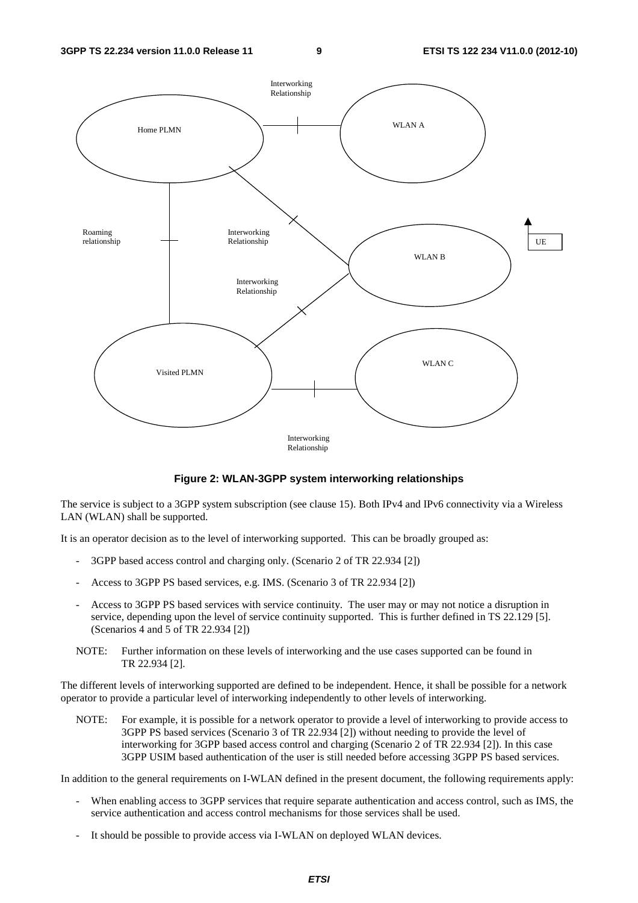**Figure 2: WLAN-3GPP system interworking relationships**

The service is subject to a 3GPP system subscription (see clause 15). Both IPv4 and IPv6 connectivity via a Wireless LAN (WLAN) shall be supported.

It is an operator decision as to the level of interworking supported. This can be broadly grouped as:

- 3GPP based access control and charging only. (Scenario 2 of TR 22.934 [2])
- Access to 3GPP PS based services, e.g. IMS. (Scenario 3 of TR 22.934 [2])
- Access to 3GPP PS based services with service continuity. The user may or may not notice a disruption in service, depending upon the level of service continuity supported. This is further defined in TS 22.129 [5]. (Scenarios 4 and 5 of TR 22.934 [2])

NOTE: Further information on these levels of interworking and the use cases supported can be found in TR 22.934 [2].

The different levels of interworking supported are defined to be independent. Hence, it shall be possible for a network operator to provide a particular level of interworking independently to other levels of interworking.

NOTE: For example, it is possible for a network operator to provide a level of interworking to provide access to 3GPP PS based services (Scenario 3 of TR 22.934 [2]) without needing to provide the level of interworking for 3GPP based access control and charging (Scenario 2 of TR 22.934 [2]). In this case 3GPP USIM based authentication of the user is still needed before accessing 3GPP PS based services.

In addition to the general requirements on I-WLAN defined in the present document, the following requirements apply:

- When enabling access to 3GPP services that require separate authentication and access control, such as IMS, the service authentication and access control mechanisms for those services shall be used.
- It should be possible to provide access via I-WLAN on deployed WLAN devices.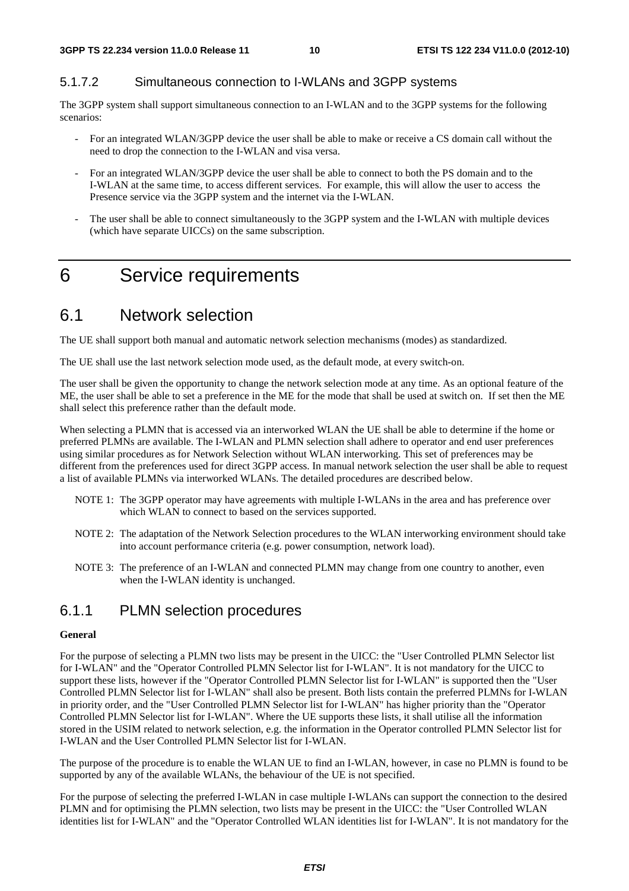#### 5.1.7.2 Simultaneous connection to I-WLANs and 3GPP systems

The 3GPP system shall support simultaneous connection to an I-WLAN and to the 3GPP systems for the following scenarios:

- For an integrated WLAN/3GPP device the user shall be able to make or receive a CS domain call without the need to drop the connection to the I-WLAN and visa versa.
- For an integrated WLAN/3GPP device the user shall be able to connect to both the PS domain and to the I-WLAN at the same time, to access different services. For example, this will allow the user to access the Presence service via the 3GPP system and the internet via the I-WLAN.
- The user shall be able to connect simultaneously to the 3GPP system and the I-WLAN with multiple devices (which have separate UICCs) on the same subscription.

# 6 Service requirements

## 6.1 Network selection

The UE shall support both manual and automatic network selection mechanisms (modes) as standardized.

The UE shall use the last network selection mode used, as the default mode, at every switch-on.

The user shall be given the opportunity to change the network selection mode at any time. As an optional feature of the ME, the user shall be able to set a preference in the ME for the mode that shall be used at switch on. If set then the ME shall select this preference rather than the default mode.

When selecting a PLMN that is accessed via an interworked WLAN the UE shall be able to determine if the home or preferred PLMNs are available. The I-WLAN and PLMN selection shall adhere to operator and end user preferences using similar procedures as for Network Selection without WLAN interworking. This set of preferences may be different from the preferences used for direct 3GPP access. In manual network selection the user shall be able to request a list of available PLMNs via interworked WLANs. The detailed procedures are described below.

NOTE 1: The 3GPP operator may have agreements with multiple I-WLANs in the area and has preference over which WLAN to connect to based on the services supported.

NOTE 2: The adaptation of the Network Selection procedures to the WLAN interworking environment should take into account performance criteria (e.g. power consumption, network load).

NOTE 3: The preference of an I-WLAN and connected PLMN may change from one country to another, even when the I-WLAN identity is unchanged.

### 6.1.1 PLMN selection procedures

**General**

For the purpose of selecting a PLMN two lists may be present in the UICC: the "User Controlled PLMN Selector list for I-WLAN" and the "Operator Controlled PLMN Selector list for I-WLAN". It is not mandatory for the UICC to support these lists, however if the "Operator Controlled PLMN Selector list for I-WLAN" is supported then the "User Controlled PLMN Selector list for I-WLAN" shall also be present. Both lists contain the preferred PLMNs for I-WLAN in priority order, and the "User Controlled PLMN Selector list for I-WLAN" has higher priority than the "Operator Controlled PLMN Selector list for I-WLAN". Where the UE supports these lists, it shall utilise all the information stored in the USIM related to network selection, e.g. the information in the Operator controlled PLMN Selector list for I-WLAN and the User Controlled PLMN Selector list for I-WLAN.

The purpose of the procedure is to enable the WLAN UE to find an I-WLAN, however, in case no PLMN is found to be supported by any of the available WLANs, the behaviour of the UE is not specified.

For the purpose of selecting the preferred I-WLAN in case multiple I-WLANs can support the connection to the desired PLMN and for optimising the PLMN selection, two lists may be present in the UICC: the "User Controlled WLAN identities list for I-WLAN" and the "Operator Controlled WLAN identities list for I-WLAN". It is not mandatory for the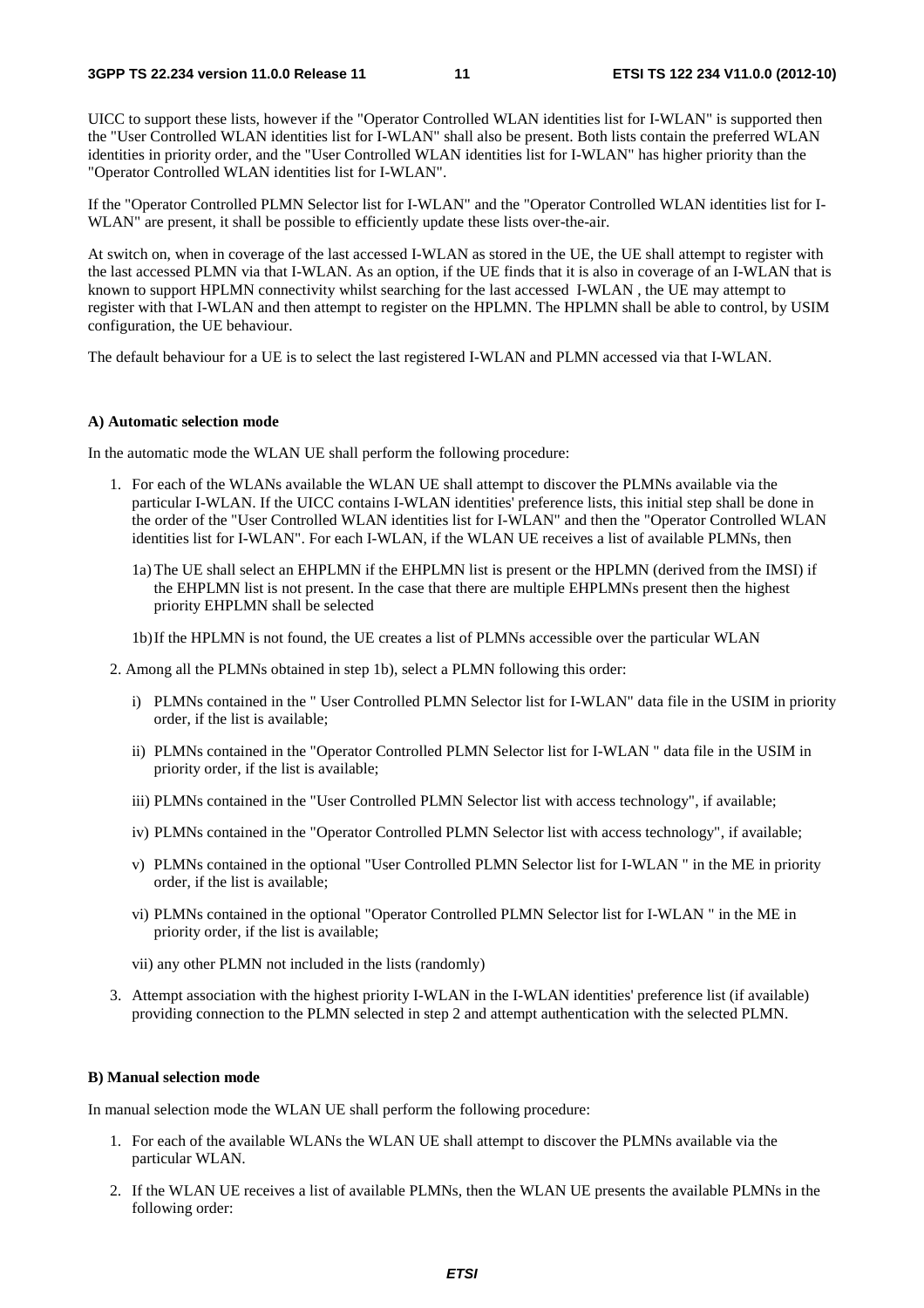UICC to support these lists, however if the "Operator Controlled WLAN identities list for I-WLAN" is supported then the "User Controlled WLAN identities list for I-WLAN" shall also be present. Both lists contain the preferred WLAN identities in priority order, and the "User Controlled WLAN identities list for I-WLAN" has higher priority than the "Operator Controlled WLAN identities list for I-WLAN".

If the "Operator Controlled PLMN Selector list for I-WLAN" and the "Operator Controlled WLAN identities list for I-WLAN" are present, it shall be possible to efficiently update these lists over-the-air.

At switch on, when in coverage of the last accessed I-WLAN as stored in the UE, the UE shall attempt to register with the last accessed PLMN via that I-WLAN. As an option, if the UE finds that it is also in coverage of an I-WLAN that is known to support HPLMN connectivity whilst searching for the last accessed I-WLAN , the UE may attempt to register with that I-WLAN and then attempt to register on the HPLMN. The HPLMN shall be able to control, by USIM configuration, the UE behaviour.

The default behaviour for a UE is to select the last registered I-WLAN and PLMN accessed via that I-WLAN.

**A) Automatic selection mode**

In the automatic mode the WLAN UE shall perform the following procedure:

1. For each of the WLANs available the WLAN UE shall attempt to discover the PLMNs available via the particular I-WLAN. If the UICC contains I-WLAN identities' preference lists, this initial step shall be done in the order of the "User Controlled WLAN identities list for I-WLAN" and then the "Operator Controlled WLAN identities list for I-WLAN". For each I-WLAN, if the WLAN UE receives a list of available PLMNs, then

   1a) The UE shall select an EHPLMN if the EHPLMN list is present or the HPLMN (derived from the IMSI) if the EHPLMN list is not present. In the case that there are multiple EHPLMNs present then the highest priority EHPLMN shall be selected

   1b) If the HPLMN is not found, the UE creates a list of PLMNs accessible over the particular WLAN

2. Among all the PLMNs obtained in step 1b), select a PLMN following this order:

   i) PLMNs contained in the " User Controlled PLMN Selector list for I-WLAN" data file in the USIM in priority order, if the list is available;

   ii) PLMNs contained in the "Operator Controlled PLMN Selector list for I-WLAN " data file in the USIM in priority order, if the list is available;

   iii) PLMNs contained in the "User Controlled PLMN Selector list with access technology", if available;

   iv) PLMNs contained in the "Operator Controlled PLMN Selector list with access technology", if available;

   v) PLMNs contained in the optional "User Controlled PLMN Selector list for I-WLAN " in the ME in priority order, if the list is available;

   vi) PLMNs contained in the optional "Operator Controlled PLMN Selector list for I-WLAN " in the ME in priority order, if the list is available;

   vii) any other PLMN not included in the lists (randomly)

3. Attempt association with the highest priority I-WLAN in the I-WLAN identities' preference list (if available) providing connection to the PLMN selected in step 2 and attempt authentication with the selected PLMN.

**B) Manual selection mode**

In manual selection mode the WLAN UE shall perform the following procedure:

1. For each of the available WLANs the WLAN UE shall attempt to discover the PLMNs available via the particular WLAN.

2. If the WLAN UE receives a list of available PLMNs, then the WLAN UE presents the available PLMNs in the following order: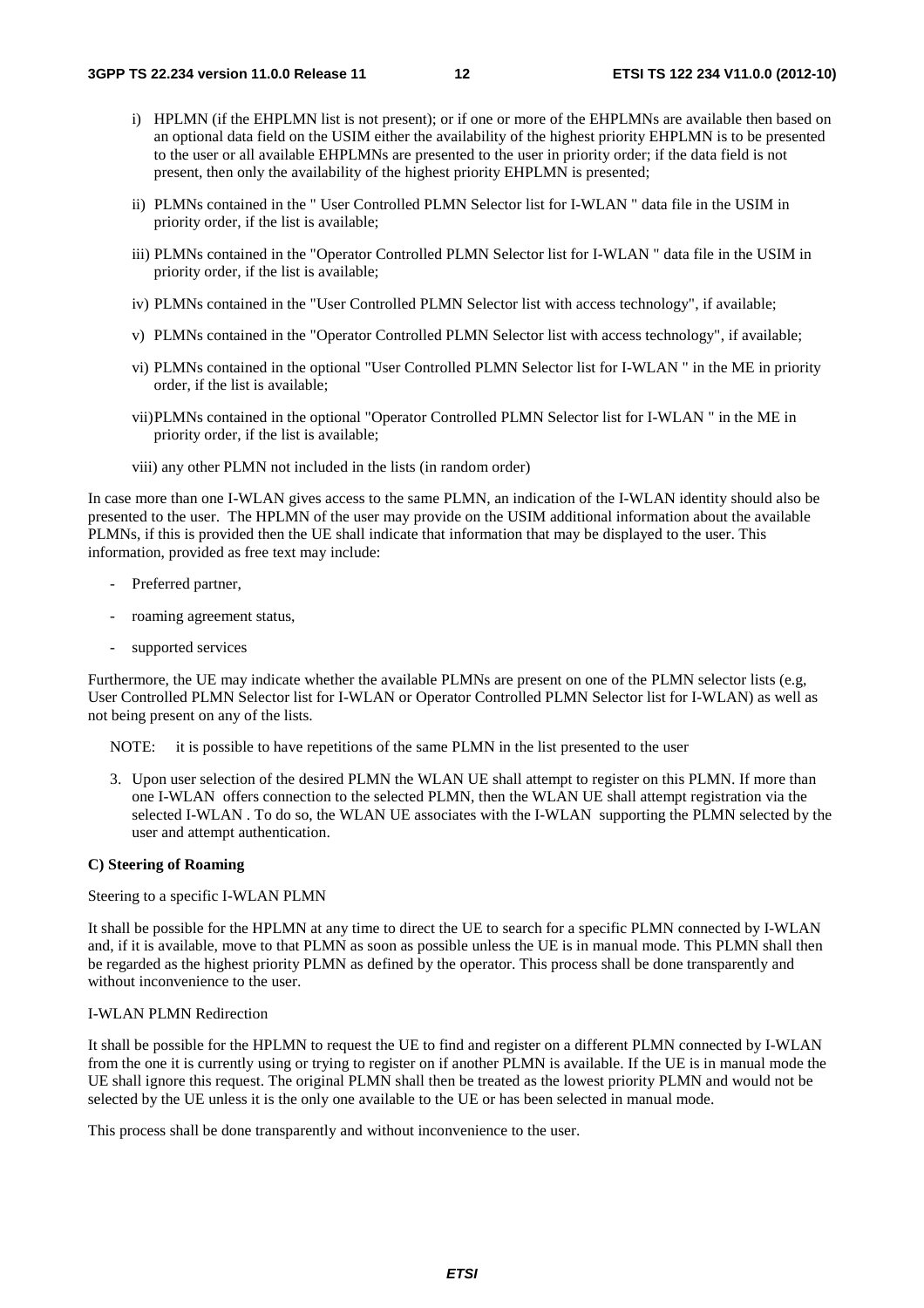i) HPLMN (if the EHPLMN list is not present); or if one or more of the EHPLMNs are available then based on an optional data field on the USIM either the availability of the highest priority EHPLMN is to be presented to the user or all available EHPLMNs are presented to the user in priority order; if the data field is not present, then only the availability of the highest priority EHPLMN is presented;

ii) PLMNs contained in the " User Controlled PLMN Selector list for I-WLAN " data file in the USIM in priority order, if the list is available;

iii) PLMNs contained in the "Operator Controlled PLMN Selector list for I-WLAN " data file in the USIM in priority order, if the list is available;

iv) PLMNs contained in the "User Controlled PLMN Selector list with access technology", if available;

v) PLMNs contained in the "Operator Controlled PLMN Selector list with access technology", if available;

vi) PLMNs contained in the optional "User Controlled PLMN Selector list for I-WLAN " in the ME in priority order, if the list is available;

vii) PLMNs contained in the optional "Operator Controlled PLMN Selector list for I-WLAN " in the ME in priority order, if the list is available;

viii) any other PLMN not included in the lists (in random order)

In case more than one I-WLAN gives access to the same PLMN, an indication of the I-WLAN identity should also be presented to the user. The HPLMN of the user may provide on the USIM additional information about the available PLMNs, if this is provided then the UE shall indicate that information that may be displayed to the user. This information, provided as free text may include:

- Preferred partner,
- roaming agreement status,
- supported services

Furthermore, the UE may indicate whether the available PLMNs are present on one of the PLMN selector lists (e.g, User Controlled PLMN Selector list for I-WLAN or Operator Controlled PLMN Selector list for I-WLAN) as well as not being present on any of the lists.

NOTE: it is possible to have repetitions of the same PLMN in the list presented to the user

3. Upon user selection of the desired PLMN the WLAN UE shall attempt to register on this PLMN. If more than one I-WLAN offers connection to the selected PLMN, then the WLAN UE shall attempt registration via the selected I-WLAN . To do so, the WLAN UE associates with the I-WLAN supporting the PLMN selected by the user and attempt authentication.

**C) Steering of Roaming**

Steering to a specific I-WLAN PLMN

It shall be possible for the HPLMN at any time to direct the UE to search for a specific PLMN connected by I-WLAN and, if it is available, move to that PLMN as soon as possible unless the UE is in manual mode. This PLMN shall then be regarded as the highest priority PLMN as defined by the operator. This process shall be done transparently and without inconvenience to the user.

I-WLAN PLMN Redirection

It shall be possible for the HPLMN to request the UE to find and register on a different PLMN connected by I-WLAN from the one it is currently using or trying to register on if another PLMN is available. If the UE is in manual mode the UE shall ignore this request. The original PLMN shall then be treated as the lowest priority PLMN and would not be selected by the UE unless it is the only one available to the UE or has been selected in manual mode.

This process shall be done transparently and without inconvenience to the user.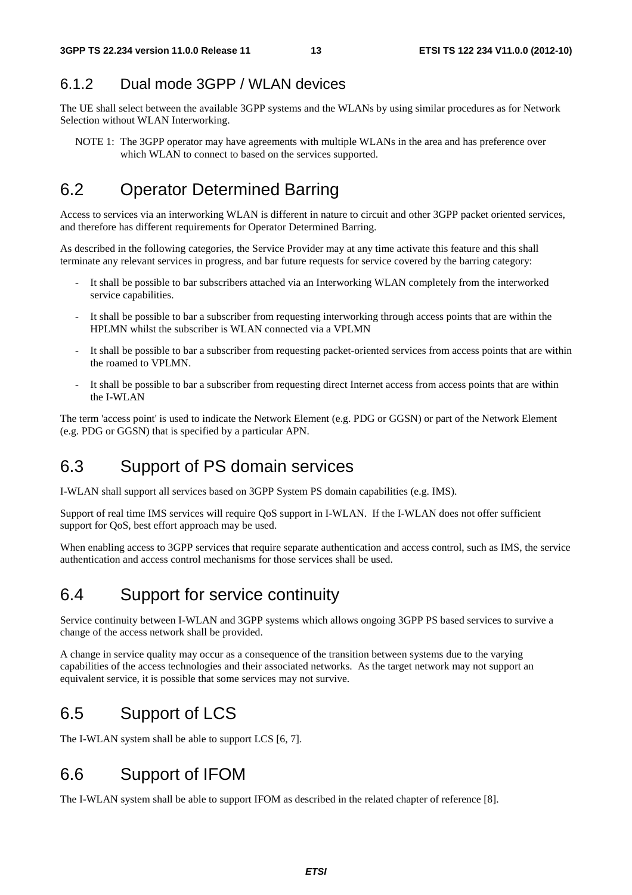### 6.1.2 Dual mode 3GPP / WLAN devices

The UE shall select between the available 3GPP systems and the WLANs by using similar procedures as for Network Selection without WLAN Interworking.

NOTE 1: The 3GPP operator may have agreements with multiple WLANs in the area and has preference over which WLAN to connect to based on the services supported.

## 6.2 Operator Determined Barring

Access to services via an interworking WLAN is different in nature to circuit and other 3GPP packet oriented services, and therefore has different requirements for Operator Determined Barring.

As described in the following categories, the Service Provider may at any time activate this feature and this shall terminate any relevant services in progress, and bar future requests for service covered by the barring category:

- It shall be possible to bar subscribers attached via an Interworking WLAN completely from the interworked service capabilities.
- It shall be possible to bar a subscriber from requesting interworking through access points that are within the HPLMN whilst the subscriber is WLAN connected via a VPLMN
- It shall be possible to bar a subscriber from requesting packet-oriented services from access points that are within the roamed to VPLMN.
- It shall be possible to bar a subscriber from requesting direct Internet access from access points that are within the I-WLAN

The term 'access point' is used to indicate the Network Element (e.g. PDG or GGSN) or part of the Network Element (e.g. PDG or GGSN) that is specified by a particular APN.

## 6.3 Support of PS domain services

I-WLAN shall support all services based on 3GPP System PS domain capabilities (e.g. IMS).

Support of real time IMS services will require QoS support in I-WLAN. If the I-WLAN does not offer sufficient support for QoS, best effort approach may be used.

When enabling access to 3GPP services that require separate authentication and access control, such as IMS, the service authentication and access control mechanisms for those services shall be used.

## 6.4 Support for service continuity

Service continuity between I-WLAN and 3GPP systems which allows ongoing 3GPP PS based services to survive a change of the access network shall be provided.

A change in service quality may occur as a consequence of the transition between systems due to the varying capabilities of the access technologies and their associated networks. As the target network may not support an equivalent service, it is possible that some services may not survive.

## 6.5 Support of LCS

The I-WLAN system shall be able to support LCS [6, 7].

## 6.6 Support of IFOM

The I-WLAN system shall be able to support IFOM as described in the related chapter of reference [8].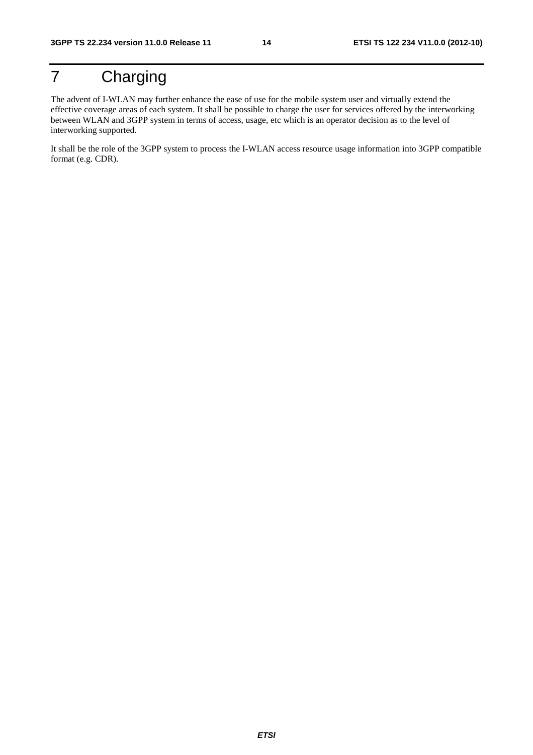# 7 Charging

The advent of I-WLAN may further enhance the ease of use for the mobile system user and virtually extend the effective coverage areas of each system. It shall be possible to charge the user for services offered by the interworking between WLAN and 3GPP system in terms of access, usage, etc which is an operator decision as to the level of interworking supported.

It shall be the role of the 3GPP system to process the I-WLAN access resource usage information into 3GPP compatible format (e.g. CDR).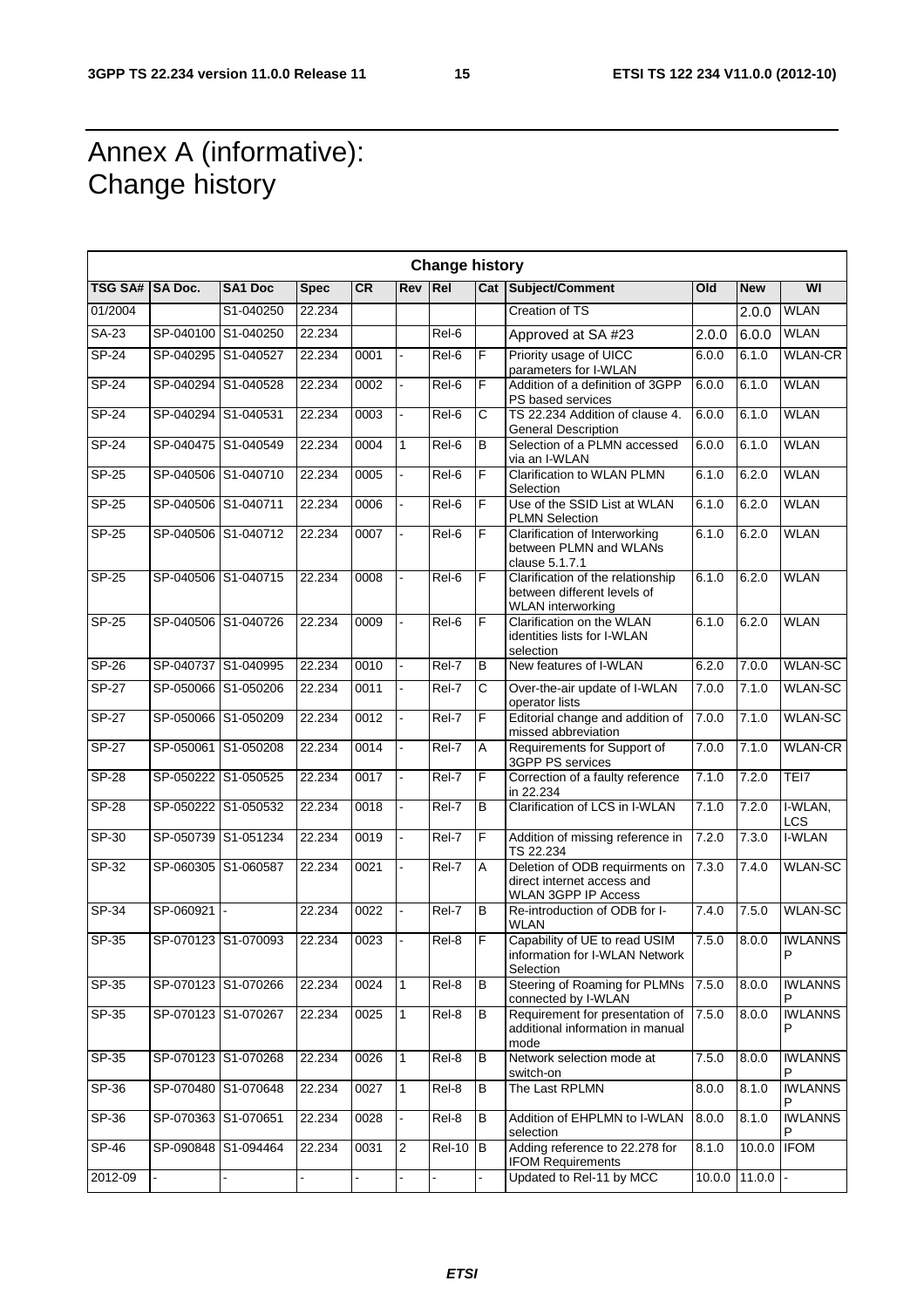# Annex A (informative): Change history

| Change history | | | | | | | | | | | |
|---|---|---|---|---|---|---|---|---|---|---|---|
| TSG SA# | SA Doc. | SA1 Doc | Spec | CR | Rev | Rel | Cat | Subject/Comment | Old | New | WI |
| 01/2004 | | S1-040250 | 22.234 | | | | | Creation of TS | | 2.0.0 | WLAN |
| SA-23 | SP-040100 | S1-040250 | 22.234 | | | Rel-6 | | Approved at SA #23 | 2.0.0 | 6.0.0 | WLAN |
| SP-24 | SP-040295 | S1-040527 | 22.234 | 0001 | - | Rel-6 | F | Priority usage of UICC parameters for I-WLAN | 6.0.0 | 6.1.0 | WLAN-CR |
| SP-24 | SP-040294 | S1-040528 | 22.234 | 0002 | - | Rel-6 | F | Addition of a definition of 3GPP PS based services | 6.0.0 | 6.1.0 | WLAN |
| SP-24 | SP-040294 | S1-040531 | 22.234 | 0003 | - | Rel-6 | C | TS 22.234 Addition of clause 4. General Description | 6.0.0 | 6.1.0 | WLAN |
| SP-24 | SP-040475 | S1-040549 | 22.234 | 0004 | 1 | Rel-6 | B | Selection of a PLMN accessed via an I-WLAN | 6.0.0 | 6.1.0 | WLAN |
| SP-25 | SP-040506 | S1-040710 | 22.234 | 0005 | - | Rel-6 | F | Clarification to WLAN PLMN Selection | 6.1.0 | 6.2.0 | WLAN |
| SP-25 | SP-040506 | S1-040711 | 22.234 | 0006 | - | Rel-6 | F | Use of the SSID List at WLAN PLMN Selection | 6.1.0 | 6.2.0 | WLAN |
| SP-25 | SP-040506 | S1-040712 | 22.234 | 0007 | - | Rel-6 | F | Clarification of Interworking between PLMN and WLANs clause 5.1.7.1 | 6.1.0 | 6.2.0 | WLAN |
| SP-25 | SP-040506 | S1-040715 | 22.234 | 0008 | - | Rel-6 | F | Clarification of the relationship between different levels of WLAN interworking | 6.1.0 | 6.2.0 | WLAN |
| SP-25 | SP-040506 | S1-040726 | 22.234 | 0009 | - | Rel-6 | F | Clarification on the WLAN identities lists for I-WLAN selection | 6.1.0 | 6.2.0 | WLAN |
| SP-26 | SP-040737 | S1-040995 | 22.234 | 0010 | - | Rel-7 | B | New features of I-WLAN | 6.2.0 | 7.0.0 | WLAN-SC |
| SP-27 | SP-050066 | S1-050206 | 22.234 | 0011 | - | Rel-7 | C | Over-the-air update of I-WLAN operator lists | 7.0.0 | 7.1.0 | WLAN-SC |
| SP-27 | SP-050066 | S1-050209 | 22.234 | 0012 | - | Rel-7 | F | Editorial change and addition of missed abbreviation | 7.0.0 | 7.1.0 | WLAN-SC |
| SP-27 | SP-050061 | S1-050208 | 22.234 | 0014 | - | Rel-7 | A | Requirements for Support of 3GPP PS services | 7.0.0 | 7.1.0 | WLAN-CR |
| SP-28 | SP-050222 | S1-050525 | 22.234 | 0017 | - | Rel-7 | F | Correction of a faulty reference in 22.234 | 7.1.0 | 7.2.0 | TEI7 |
| SP-28 | SP-050222 | S1-050532 | 22.234 | 0018 | - | Rel-7 | B | Clarification of LCS in I-WLAN | 7.1.0 | 7.2.0 | I-WLAN, LCS |
| SP-30 | SP-050739 | S1-051234 | 22.234 | 0019 | - | Rel-7 | F | Addition of missing reference in TS 22.234 | 7.2.0 | 7.3.0 | I-WLAN |
| SP-32 | SP-060305 | S1-060587 | 22.234 | 0021 | - | Rel-7 | A | Deletion of ODB requirments on direct internet access and WLAN 3GPP IP Access | 7.3.0 | 7.4.0 | WLAN-SC |
| SP-34 | SP-060921 | - | 22.234 | 0022 | - | Rel-7 | B | Re-introduction of ODB for I-WLAN | 7.4.0 | 7.5.0 | WLAN-SC |
| SP-35 | SP-070123 | S1-070093 | 22.234 | 0023 | - | Rel-8 | F | Capability of UE to read USIM information for I-WLAN Network Selection | 7.5.0 | 8.0.0 | IWLANNSP |
| SP-35 | SP-070123 | S1-070266 | 22.234 | 0024 | 1 | Rel-8 | B | Steering of Roaming for PLMNs connected by I-WLAN | 7.5.0 | 8.0.0 | IWLANNSP |
| SP-35 | SP-070123 | S1-070267 | 22.234 | 0025 | 1 | Rel-8 | B | Requirement for presentation of additional information in manual mode | 7.5.0 | 8.0.0 | IWLANNSP |
| SP-35 | SP-070123 | S1-070268 | 22.234 | 0026 | 1 | Rel-8 | B | Network selection mode at switch-on | 7.5.0 | 8.0.0 | IWLANNSP |
| SP-36 | SP-070480 | S1-070648 | 22.234 | 0027 | 1 | Rel-8 | B | The Last RPLMN | 8.0.0 | 8.1.0 | IWLANNSP |
| SP-36 | SP-070363 | S1-070651 | 22.234 | 0028 | - | Rel-8 | B | Addition of EHPLMN to I-WLAN selection | 8.0.0 | 8.1.0 | IWLANNSP |
| SP-46 | SP-090848 | S1-094464 | 22.234 | 0031 | 2 | Rel-10 | B | Adding reference to 22.278 for IFOM Requirements | 8.1.0 | 10.0.0 | IFOM |
| 2012-09 | - | - | - | - | - | - | - | Updated to Rel-11 by MCC | 10.0.0 | 11.0.0 | - |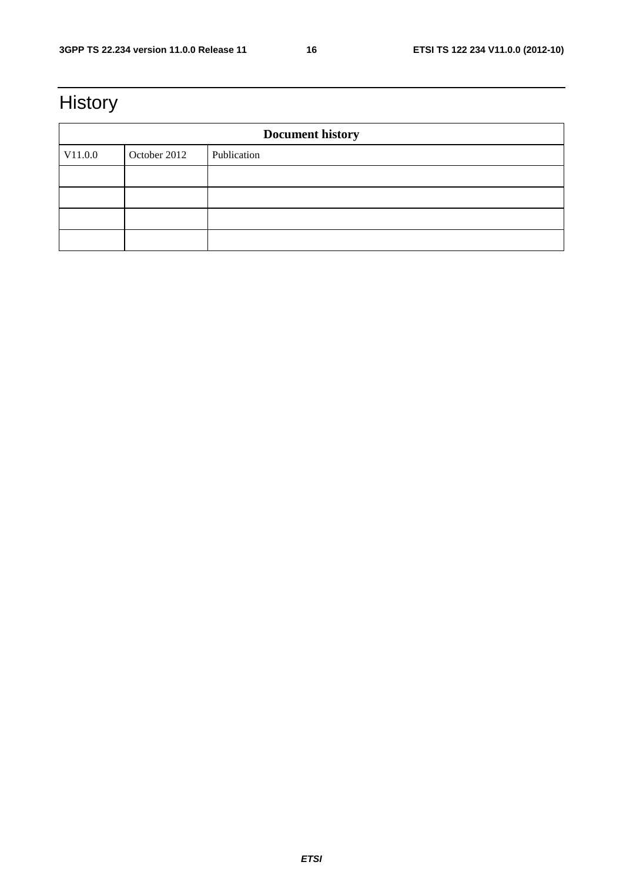# History

| Document history | | |
|---|---|---|
| V11.0.0 | October 2012 | Publication |
| | | |
| | | |
| | | |
| | | |